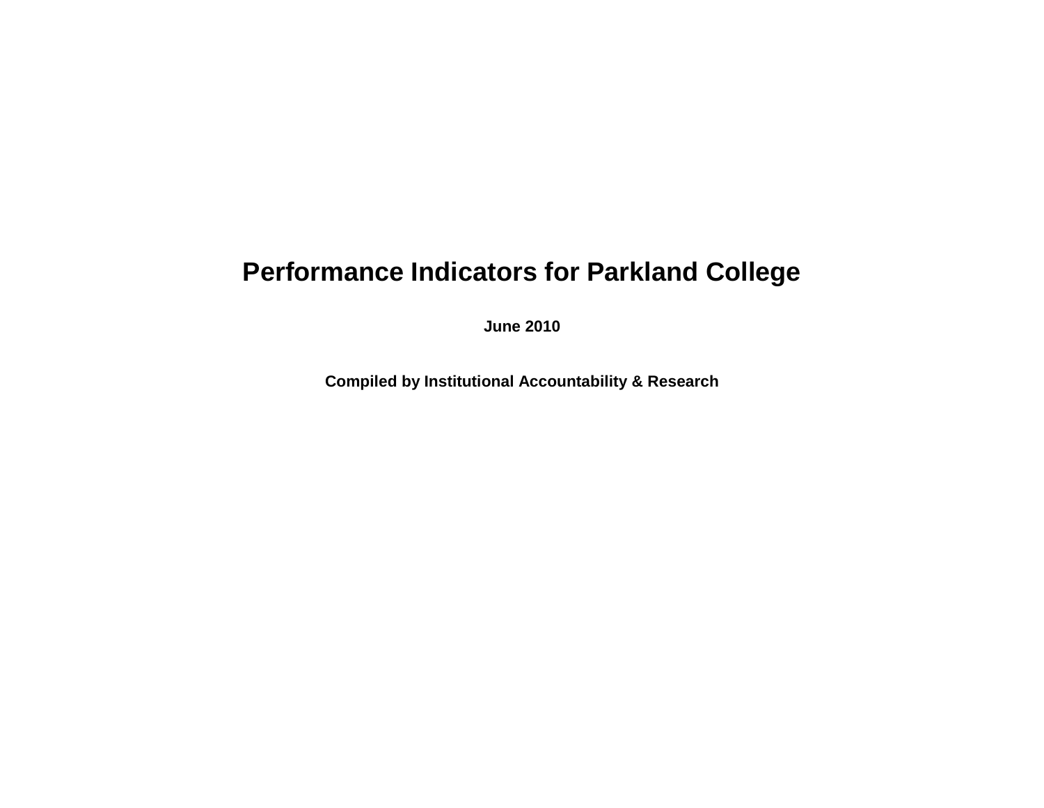# Performance Indicators for Parkland College

**June 2010**

**Compiled by Institutional Accountability & Research**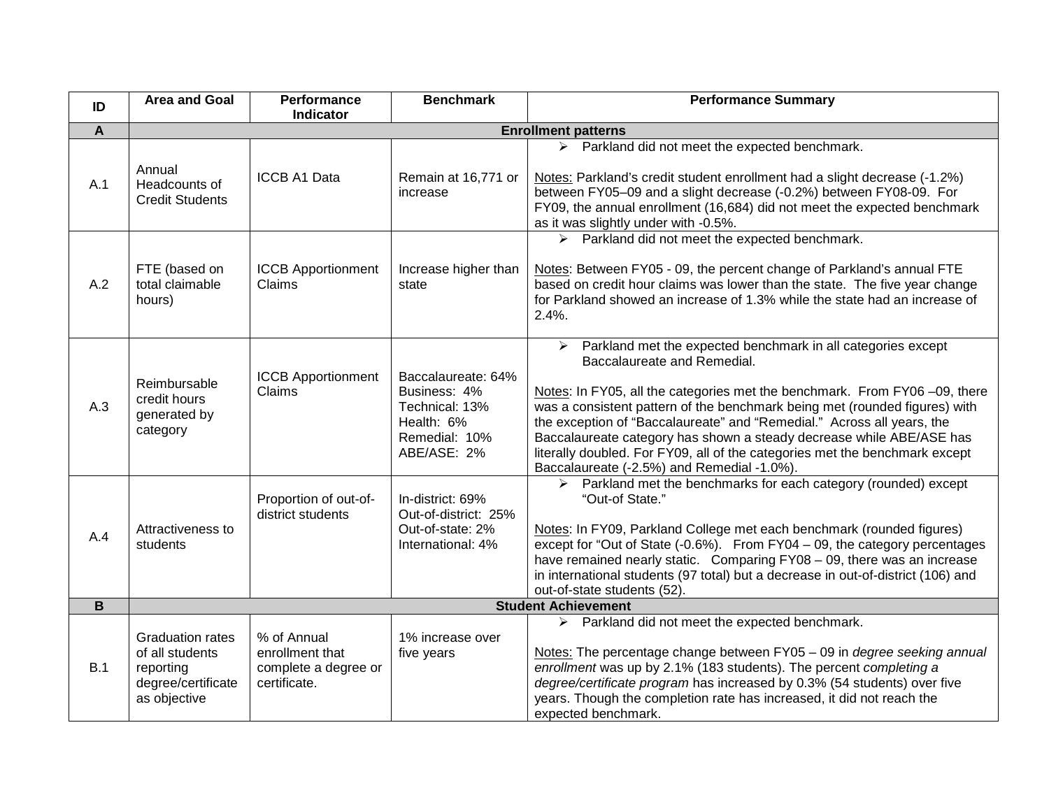| ID | Area and Goal | Performance Indicator | Benchmark | Performance Summary |
|---|---|---|---|---|
| **A** | **Enrollment patterns** | | | |
| A.1 | Annual Headcounts of Credit Students | ICCB A1 Data | Remain at 16,771 or increase | ➢ Parkland did not meet the expected benchmark.<br><br>Notes: Parkland's credit student enrollment had a slight decrease (-1.2%) between FY05–09 and a slight decrease (-0.2%) between FY08-09. For FY09, the annual enrollment (16,684) did not meet the expected benchmark as it was slightly under with -0.5%. |
| A.2 | FTE (based on total claimable hours) | ICCB Apportionment Claims | Increase higher than state | ➢ Parkland did not meet the expected benchmark.<br><br>Notes: Between FY05 - 09, the percent change of Parkland's annual FTE based on credit hour claims was lower than the state. The five year change for Parkland showed an increase of 1.3% while the state had an increase of 2.4%. |
| A.3 | Reimbursable credit hours generated by category | ICCB Apportionment Claims | Baccalaureate: 64%<br>Business: 4%<br>Technical: 13%<br>Health: 6%<br>Remedial: 10%<br>ABE/ASE: 2% | ➢ Parkland met the expected benchmark in all categories except Baccalaureate and Remedial.<br><br>Notes: In FY05, all the categories met the benchmark. From FY06 –09, there was a consistent pattern of the benchmark being met (rounded figures) with the exception of "Baccalaureate" and "Remedial." Across all years, the Baccalaureate category has shown a steady decrease while ABE/ASE has literally doubled. For FY09, all of the categories met the benchmark except Baccalaureate (-2.5%) and Remedial -1.0%). |
| A.4 | Attractiveness to students | Proportion of out-of-district students | In-district: 69%<br>Out-of-district: 25%<br>Out-of-state: 2%<br>International: 4% | ➢ Parkland met the benchmarks for each category (rounded) except "Out-of State."<br><br>Notes: In FY09, Parkland College met each benchmark (rounded figures) except for "Out of State (-0.6%). From FY04 – 09, the category percentages have remained nearly static. Comparing FY08 – 09, there was an increase in international students (97 total) but a decrease in out-of-district (106) and out-of-state students (52). |
| **B** | **Student Achievement** | | | |
| B.1 | Graduation rates of all students reporting degree/certificate as objective | % of Annual enrollment that complete a degree or certificate. | 1% increase over five years | ➢ Parkland did not meet the expected benchmark.<br><br>Notes: The percentage change between FY05 – 09 in *degree seeking annual enrollment* was up by 2.1% (183 students). The percent *completing a degree/certificate program* has increased by 0.3% (54 students) over five years. Though the completion rate has increased, it did not reach the expected benchmark. |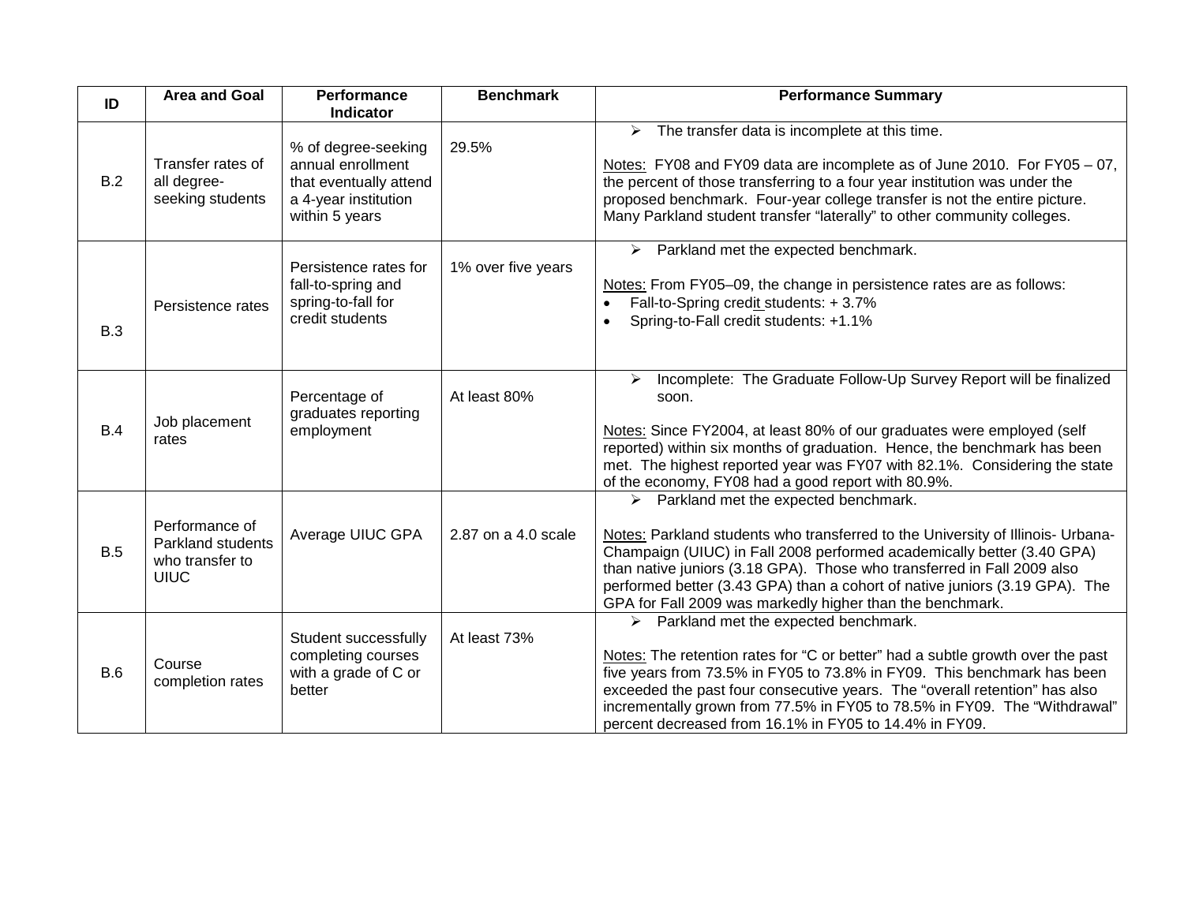| ID | Area and Goal | Performance Indicator | Benchmark | Performance Summary |
|---|---|---|---|---|
| B.2 | Transfer rates of all degree-seeking students | % of degree-seeking annual enrollment that eventually attend a 4-year institution within 5 years | 29.5% | ➢ The transfer data is incomplete at this time.<br><br><u>Notes:</u> FY08 and FY09 data are incomplete as of June 2010. For FY05 – 07, the percent of those transferring to a four year institution was under the proposed benchmark. Four-year college transfer is not the entire picture. Many Parkland student transfer "laterally" to other community colleges. |
| B.3 | Persistence rates | Persistence rates for fall-to-spring and spring-to-fall for credit students | 1% over five years | ➢ Parkland met the expected benchmark.<br><br><u>Notes:</u> From FY05–09, the change in persistence rates are as follows:<br>• Fall-to-Spring credit students: + 3.7%<br>• Spring-to-Fall credit students: +1.1% |
| B.4 | Job placement rates | Percentage of graduates reporting employment | At least 80% | ➢ Incomplete: The Graduate Follow-Up Survey Report will be finalized soon.<br><br><u>Notes:</u> Since FY2004, at least 80% of our graduates were employed (self reported) within six months of graduation. Hence, the benchmark has been met. The highest reported year was FY07 with 82.1%. Considering the state of the economy, FY08 had a good report with 80.9%. |
| B.5 | Performance of Parkland students who transfer to UIUC | Average UIUC GPA | 2.87 on a 4.0 scale | ➢ Parkland met the expected benchmark.<br><br><u>Notes:</u> Parkland students who transferred to the University of Illinois- Urbana-Champaign (UIUC) in Fall 2008 performed academically better (3.40 GPA) than native juniors (3.18 GPA). Those who transferred in Fall 2009 also performed better (3.43 GPA) than a cohort of native juniors (3.19 GPA). The GPA for Fall 2009 was markedly higher than the benchmark. |
| B.6 | Course completion rates | Student successfully completing courses with a grade of C or better | At least 73% | ➢ Parkland met the expected benchmark.<br><br><u>Notes:</u> The retention rates for "C or better" had a subtle growth over the past five years from 73.5% in FY05 to 73.8% in FY09. This benchmark has been exceeded the past four consecutive years. The "overall retention" has also incrementally grown from 77.5% in FY05 to 78.5% in FY09. The "Withdrawal" percent decreased from 16.1% in FY05 to 14.4% in FY09. |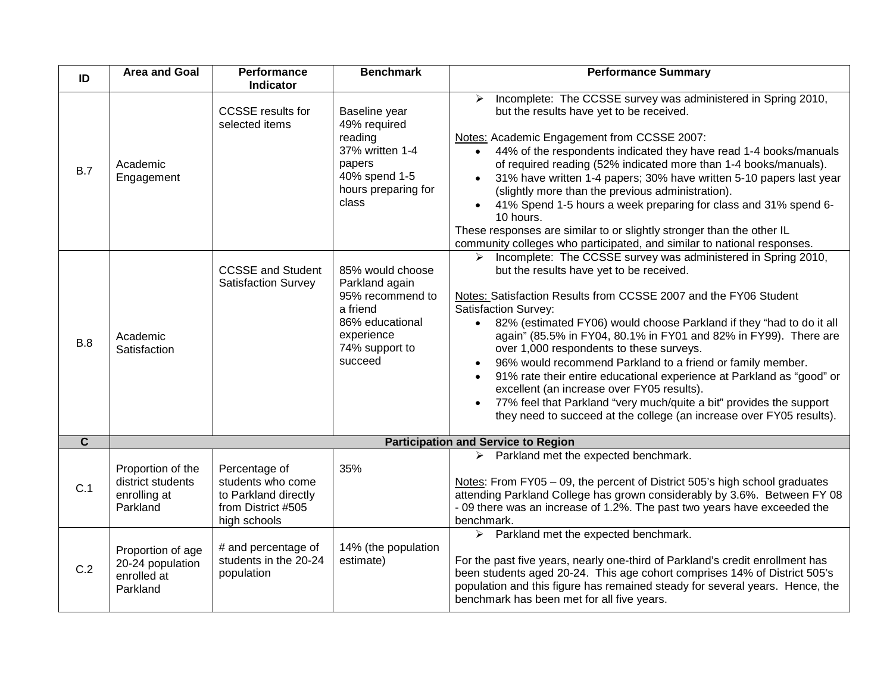| ID | Area and Goal | Performance Indicator | Benchmark | Performance Summary |
|---|---|---|---|---|
| B.7 | Academic Engagement | CCSSE results for selected items | Baseline year<br>49% required reading<br>37% written 1-4 papers<br>40% spend 1-5 hours preparing for class | ➢ Incomplete: The CCSSE survey was administered in Spring 2010, but the results have yet to be received.<br><br>Notes: Academic Engagement from CCSSE 2007:<br>• 44% of the respondents indicated they have read 1-4 books/manuals of required reading (52% indicated more than 1-4 books/manuals).<br>• 31% have written 1-4 papers; 30% have written 5-10 papers last year (slightly more than the previous administration).<br>• 41% Spend 1-5 hours a week preparing for class and 31% spend 6-10 hours.<br>These responses are similar to or slightly stronger than the other IL community colleges who participated, and similar to national responses. |
| B.8 | Academic Satisfaction | CCSSE and Student Satisfaction Survey | 85% would choose Parkland again<br>95% recommend to a friend<br>86% educational experience<br>74% support to succeed | ➢ Incomplete: The CCSSE survey was administered in Spring 2010, but the results have yet to be received.<br><br>Notes: Satisfaction Results from CCSSE 2007 and the FY06 Student Satisfaction Survey:<br>• 82% (estimated FY06) would choose Parkland if they "had to do it all again" (85.5% in FY04, 80.1% in FY01 and 82% in FY99). There are over 1,000 respondents to these surveys.<br>• 96% would recommend Parkland to a friend or family member.<br>• 91% rate their entire educational experience at Parkland as "good" or excellent (an increase over FY05 results).<br>• 77% feel that Parkland "very much/quite a bit" provides the support they need to succeed at the college (an increase over FY05 results). |
| **C** | **Participation and Service to Region** | | | |
| C.1 | Proportion of the district students enrolling at Parkland | Percentage of students who come to Parkland directly from District #505 high schools | 35% | ➢ Parkland met the expected benchmark.<br><br>Notes: From FY05 – 09, the percent of District 505's high school graduates attending Parkland College has grown considerably by 3.6%. Between FY 08 - 09 there was an increase of 1.2%. The past two years have exceeded the benchmark. |
| C.2 | Proportion of age 20-24 population enrolled at Parkland | # and percentage of students in the 20-24 population | 14% (the population estimate) | ➢ Parkland met the expected benchmark.<br><br>For the past five years, nearly one-third of Parkland's credit enrollment has been students aged 20-24. This age cohort comprises 14% of District 505's population and this figure has remained steady for several years. Hence, the benchmark has been met for all five years. |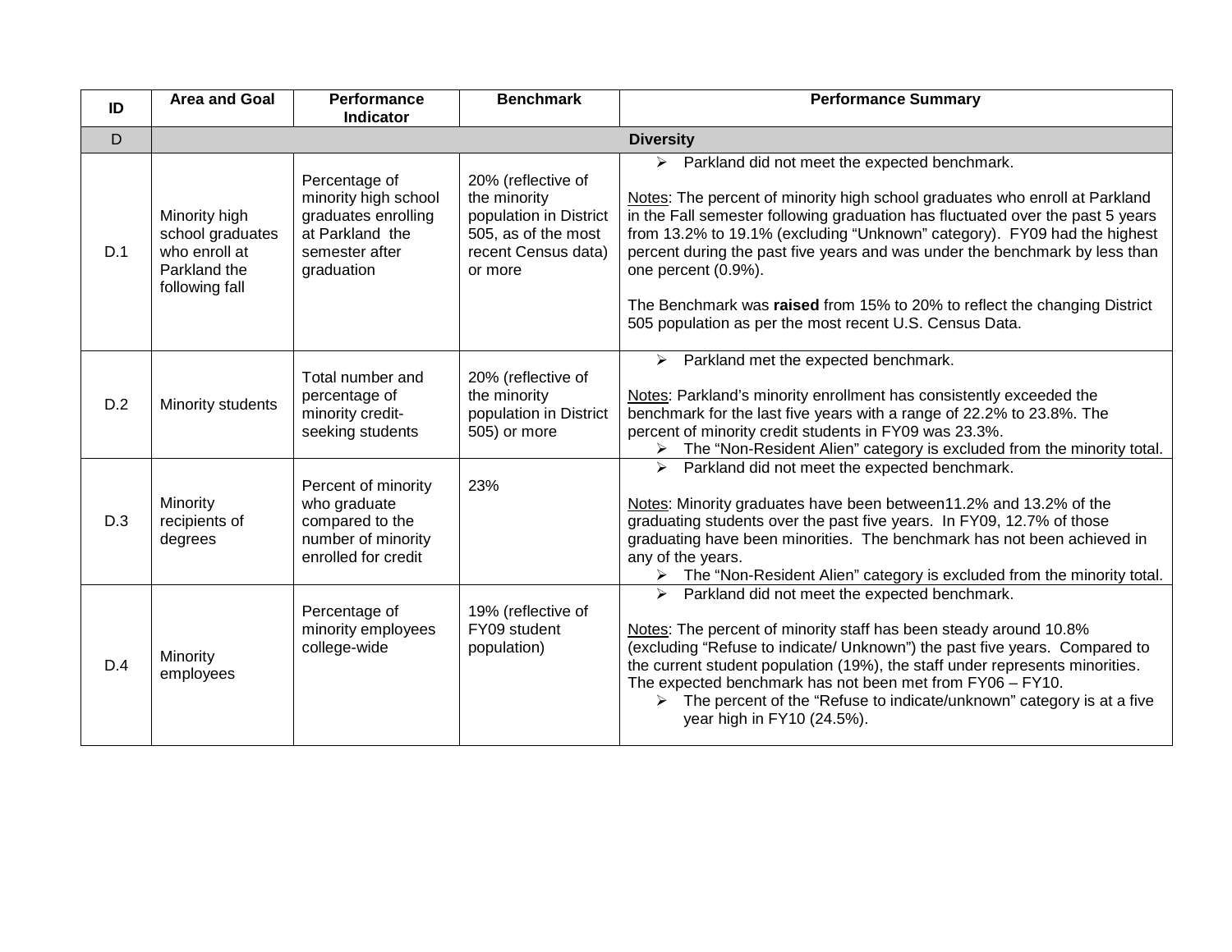| ID | Area and Goal | Performance Indicator | Benchmark | Performance Summary |
|---|---|---|---|---|
| D | Diversity | | | |
| D.1 | Minority high school graduates who enroll at Parkland the following fall | Percentage of minority high school graduates enrolling at Parkland the semester after graduation | 20% (reflective of the minority population in District 505, as of the most recent Census data) or more | ➢ Parkland did not meet the expected benchmark.<br><br>Notes: The percent of minority high school graduates who enroll at Parkland in the Fall semester following graduation has fluctuated over the past 5 years from 13.2% to 19.1% (excluding "Unknown" category). FY09 had the highest percent during the past five years and was under the benchmark by less than one percent (0.9%).<br><br>The Benchmark was **raised** from 15% to 20% to reflect the changing District 505 population as per the most recent U.S. Census Data. |
| D.2 | Minority students | Total number and percentage of minority credit-seeking students | 20% (reflective of the minority population in District 505) or more | ➢ Parkland met the expected benchmark.<br><br>Notes: Parkland's minority enrollment has consistently exceeded the benchmark for the last five years with a range of 22.2% to 23.8%. The percent of minority credit students in FY09 was 23.3%.<br>➢ The "Non-Resident Alien" category is excluded from the minority total. |
| D.3 | Minority recipients of degrees | Percent of minority who graduate compared to the number of minority enrolled for credit | 23% | ➢ Parkland did not meet the expected benchmark.<br><br>Notes: Minority graduates have been between11.2% and 13.2% of the graduating students over the past five years. In FY09, 12.7% of those graduating have been minorities. The benchmark has not been achieved in any of the years.<br>➢ The "Non-Resident Alien" category is excluded from the minority total. |
| D.4 | Minority employees | Percentage of minority employees college-wide | 19% (reflective of FY09 student population) | ➢ Parkland did not meet the expected benchmark.<br><br>Notes: The percent of minority staff has been steady around 10.8% (excluding "Refuse to indicate/ Unknown") the past five years. Compared to the current student population (19%), the staff under represents minorities. The expected benchmark has not been met from FY06 – FY10.<br>➢ The percent of the "Refuse to indicate/unknown" category is at a five year high in FY10 (24.5%). |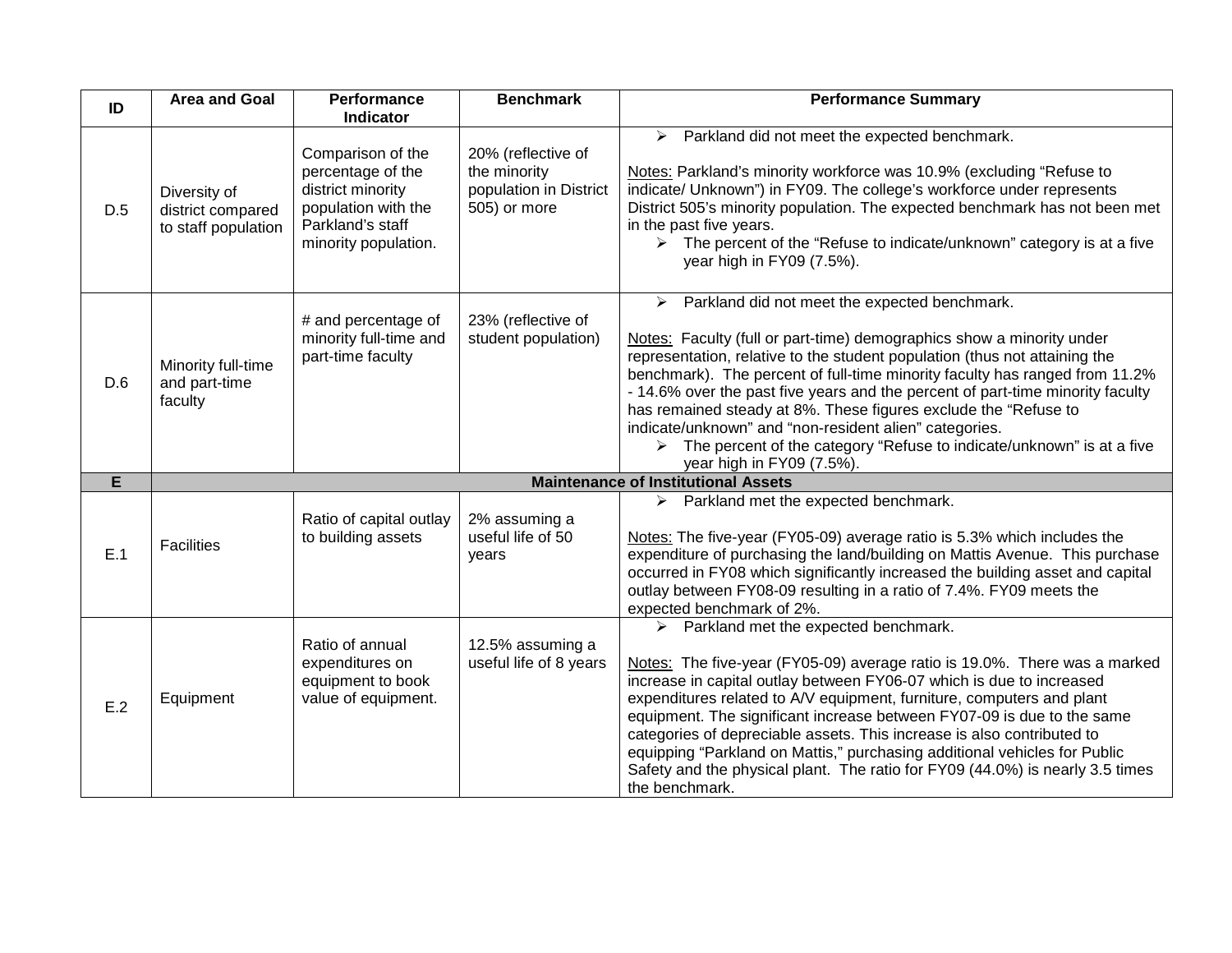| ID | Area and Goal | Performance Indicator | Benchmark | Performance Summary |
|---|---|---|---|---|
| D.5 | Diversity of district compared to staff population | Comparison of the percentage of the district minority population with the Parkland's staff minority population. | 20% (reflective of the minority population in District 505) or more | ➢ Parkland did not meet the expected benchmark.<br><br>Notes: Parkland's minority workforce was 10.9% (excluding "Refuse to indicate/ Unknown") in FY09. The college's workforce under represents District 505's minority population. The expected benchmark has not been met in the past five years.<br>➢ The percent of the "Refuse to indicate/unknown" category is at a five year high in FY09 (7.5%). |
| D.6 | Minority full-time and part-time faculty | # and percentage of minority full-time and part-time faculty | 23% (reflective of student population) | ➢ Parkland did not meet the expected benchmark.<br><br>Notes: Faculty (full or part-time) demographics show a minority under representation, relative to the student population (thus not attaining the benchmark). The percent of full-time minority faculty has ranged from 11.2% - 14.6% over the past five years and the percent of part-time minority faculty has remained steady at 8%. These figures exclude the "Refuse to indicate/unknown" and "non-resident alien" categories.<br>➢ The percent of the category "Refuse to indicate/unknown" is at a five year high in FY09 (7.5%). |
| **E** | **Maintenance of Institutional Assets** | | | |
| E.1 | Facilities | Ratio of capital outlay to building assets | 2% assuming a useful life of 50 years | ➢ Parkland met the expected benchmark.<br><br>Notes: The five-year (FY05-09) average ratio is 5.3% which includes the expenditure of purchasing the land/building on Mattis Avenue. This purchase occurred in FY08 which significantly increased the building asset and capital outlay between FY08-09 resulting in a ratio of 7.4%. FY09 meets the expected benchmark of 2%. |
| E.2 | Equipment | Ratio of annual expenditures on equipment to book value of equipment. | 12.5% assuming a useful life of 8 years | ➢ Parkland met the expected benchmark.<br><br>Notes: The five-year (FY05-09) average ratio is 19.0%. There was a marked increase in capital outlay between FY06-07 which is due to increased expenditures related to A/V equipment, furniture, computers and plant equipment. The significant increase between FY07-09 is due to the same categories of depreciable assets. This increase is also contributed to equipping "Parkland on Mattis," purchasing additional vehicles for Public Safety and the physical plant. The ratio for FY09 (44.0%) is nearly 3.5 times the benchmark. |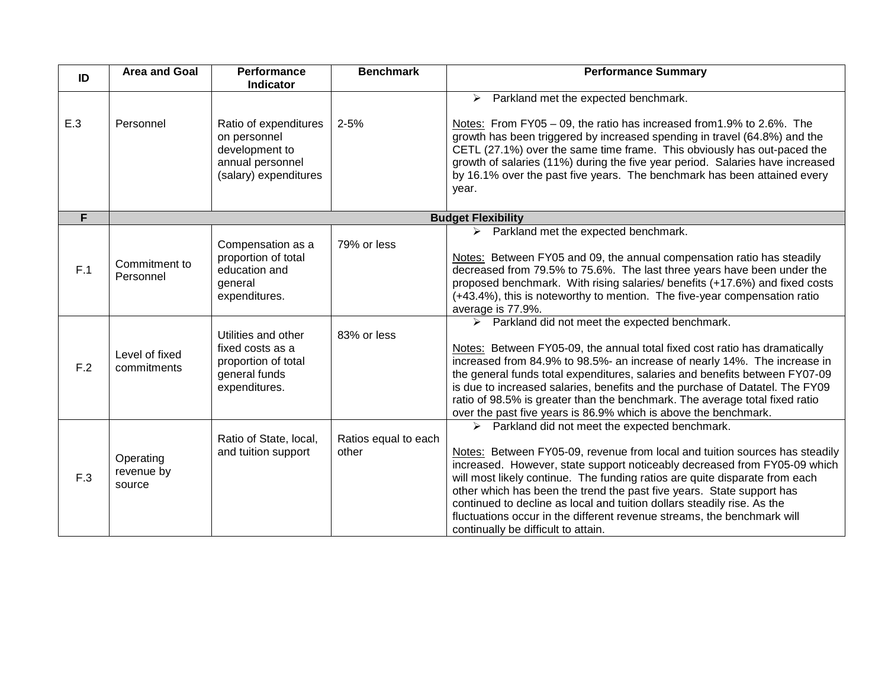| ID | Area and Goal | Performance Indicator | Benchmark | Performance Summary |
|---|---|---|---|---|
| E.3 | Personnel | Ratio of expenditures on personnel development to annual personnel (salary) expenditures | 2-5% | ➢ Parkland met the expected benchmark.<br><br>Notes: From FY05 – 09, the ratio has increased from1.9% to 2.6%. The growth has been triggered by increased spending in travel (64.8%) and the CETL (27.1%) over the same time frame. This obviously has out-paced the growth of salaries (11%) during the five year period. Salaries have increased by 16.1% over the past five years. The benchmark has been attained every year. |
| **F** | **Budget Flexibility** | | | |
| F.1 | Commitment to Personnel | Compensation as a proportion of total education and general expenditures. | 79% or less | ➢ Parkland met the expected benchmark.<br><br>Notes: Between FY05 and 09, the annual compensation ratio has steadily decreased from 79.5% to 75.6%. The last three years have been under the proposed benchmark. With rising salaries/ benefits (+17.6%) and fixed costs (+43.4%), this is noteworthy to mention. The five-year compensation ratio average is 77.9%. |
| F.2 | Level of fixed commitments | Utilities and other fixed costs as a proportion of total general funds expenditures. | 83% or less | ➢ Parkland did not meet the expected benchmark.<br><br>Notes: Between FY05-09, the annual total fixed cost ratio has dramatically increased from 84.9% to 98.5%- an increase of nearly 14%. The increase in the general funds total expenditures, salaries and benefits between FY07-09 is due to increased salaries, benefits and the purchase of Datatel. The FY09 ratio of 98.5% is greater than the benchmark. The average total fixed ratio over the past five years is 86.9% which is above the benchmark. |
| F.3 | Operating revenue by source | Ratio of State, local, and tuition support | Ratios equal to each other | ➢ Parkland did not meet the expected benchmark.<br><br>Notes: Between FY05-09, revenue from local and tuition sources has steadily increased. However, state support noticeably decreased from FY05-09 which will most likely continue. The funding ratios are quite disparate from each other which has been the trend the past five years. State support has continued to decline as local and tuition dollars steadily rise. As the fluctuations occur in the different revenue streams, the benchmark will continually be difficult to attain. |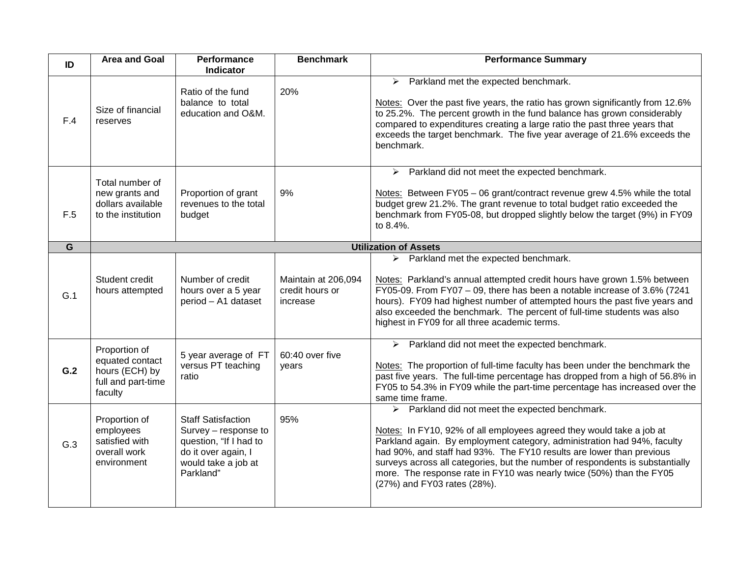| ID | Area and Goal | Performance Indicator | Benchmark | Performance Summary |
|---|---|---|---|---|
| F.4 | Size of financial reserves | Ratio of the fund balance to total education and O&M. | 20% | ➢ Parkland met the expected benchmark.<br><br>Notes: Over the past five years, the ratio has grown significantly from 12.6% to 25.2%. The percent growth in the fund balance has grown considerably compared to expenditures creating a large ratio the past three years that exceeds the target benchmark. The five year average of 21.6% exceeds the benchmark. |
| F.5 | Total number of new grants and dollars available to the institution | Proportion of grant revenues to the total budget | 9% | ➢ Parkland did not meet the expected benchmark.<br><br>Notes: Between FY05 – 06 grant/contract revenue grew 4.5% while the total budget grew 21.2%. The grant revenue to total budget ratio exceeded the benchmark from FY05-08, but dropped slightly below the target (9%) in FY09 to 8.4%. |
| **G** | **Utilization of Assets** | | | |
| G.1 | Student credit hours attempted | Number of credit hours over a 5 year period – A1 dataset | Maintain at 206,094 credit hours or increase | ➢ Parkland met the expected benchmark.<br><br>Notes: Parkland's annual attempted credit hours have grown 1.5% between FY05-09. From FY07 – 09, there has been a notable increase of 3.6% (7241 hours). FY09 had highest number of attempted hours the past five years and also exceeded the benchmark. The percent of full-time students was also highest in FY09 for all three academic terms. |
| **G.2** | Proportion of equated contact hours (ECH) by full and part-time faculty | 5 year average of FT versus PT teaching ratio | 60:40 over five years | ➢ Parkland did not meet the expected benchmark.<br><br>Notes: The proportion of full-time faculty has been under the benchmark the past five years. The full-time percentage has dropped from a high of 56.8% in FY05 to 54.3% in FY09 while the part-time percentage has increased over the same time frame. |
| G.3 | Proportion of employees satisfied with overall work environment | Staff Satisfaction Survey – response to question, "If I had to do it over again, I would take a job at Parkland" | 95% | ➢ Parkland did not meet the expected benchmark.<br><br>Notes: In FY10, 92% of all employees agreed they would take a job at Parkland again. By employment category, administration had 94%, faculty had 90%, and staff had 93%. The FY10 results are lower than previous surveys across all categories, but the number of respondents is substantially more. The response rate in FY10 was nearly twice (50%) than the FY05 (27%) and FY03 rates (28%). |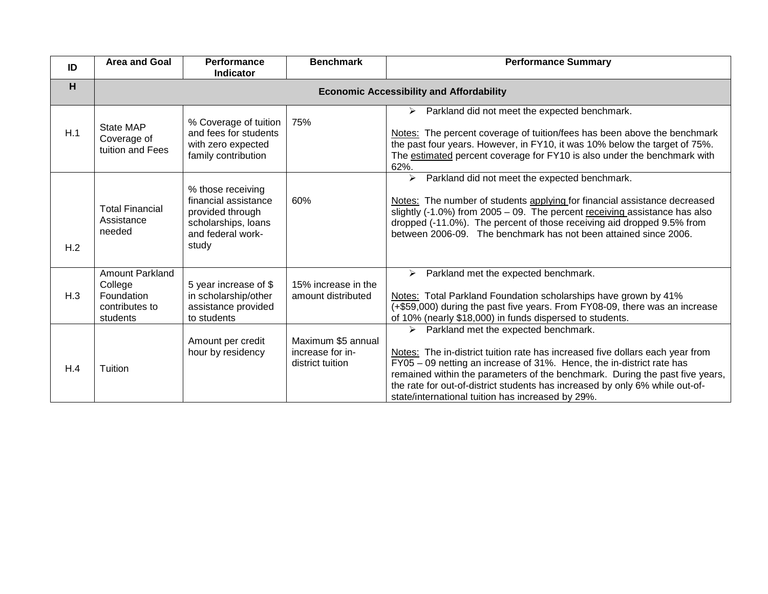| ID | Area and Goal | Performance Indicator | Benchmark | Performance Summary |
|---|---|---|---|---|
| H | Economic Accessibility and Affordability | | | |
| H.1 | State MAP Coverage of tuition and Fees | % Coverage of tuition and fees for students with zero expected family contribution | 75% | ➢ Parkland did not meet the expected benchmark.<br><br>Notes: The percent coverage of tuition/fees has been above the benchmark the past four years. However, in FY10, it was 10% below the target of 75%. The estimated percent coverage for FY10 is also under the benchmark with 62%. |
| H.2 | Total Financial Assistance needed | % those receiving financial assistance provided through scholarships, loans and federal work-study | 60% | ➢ Parkland did not meet the expected benchmark.<br><br>Notes: The number of students applying for financial assistance decreased slightly (-1.0%) from 2005 – 09. The percent receiving assistance has also dropped (-11.0%). The percent of those receiving aid dropped 9.5% from between 2006-09. The benchmark has not been attained since 2006. |
| H.3 | Amount Parkland College Foundation contributes to students | 5 year increase of $ in scholarship/other assistance provided to students | 15% increase in the amount distributed | ➢ Parkland met the expected benchmark.<br><br>Notes: Total Parkland Foundation scholarships have grown by 41% (+$59,000) during the past five years. From FY08-09, there was an increase of 10% (nearly $18,000) in funds dispersed to students. |
| H.4 | Tuition | Amount per credit hour by residency | Maximum $5 annual increase for in-district tuition | ➢ Parkland met the expected benchmark.<br><br>Notes: The in-district tuition rate has increased five dollars each year from FY05 – 09 netting an increase of 31%. Hence, the in-district rate has remained within the parameters of the benchmark. During the past five years, the rate for out-of-district students has increased by only 6% while out-of-state/international tuition has increased by 29%. |